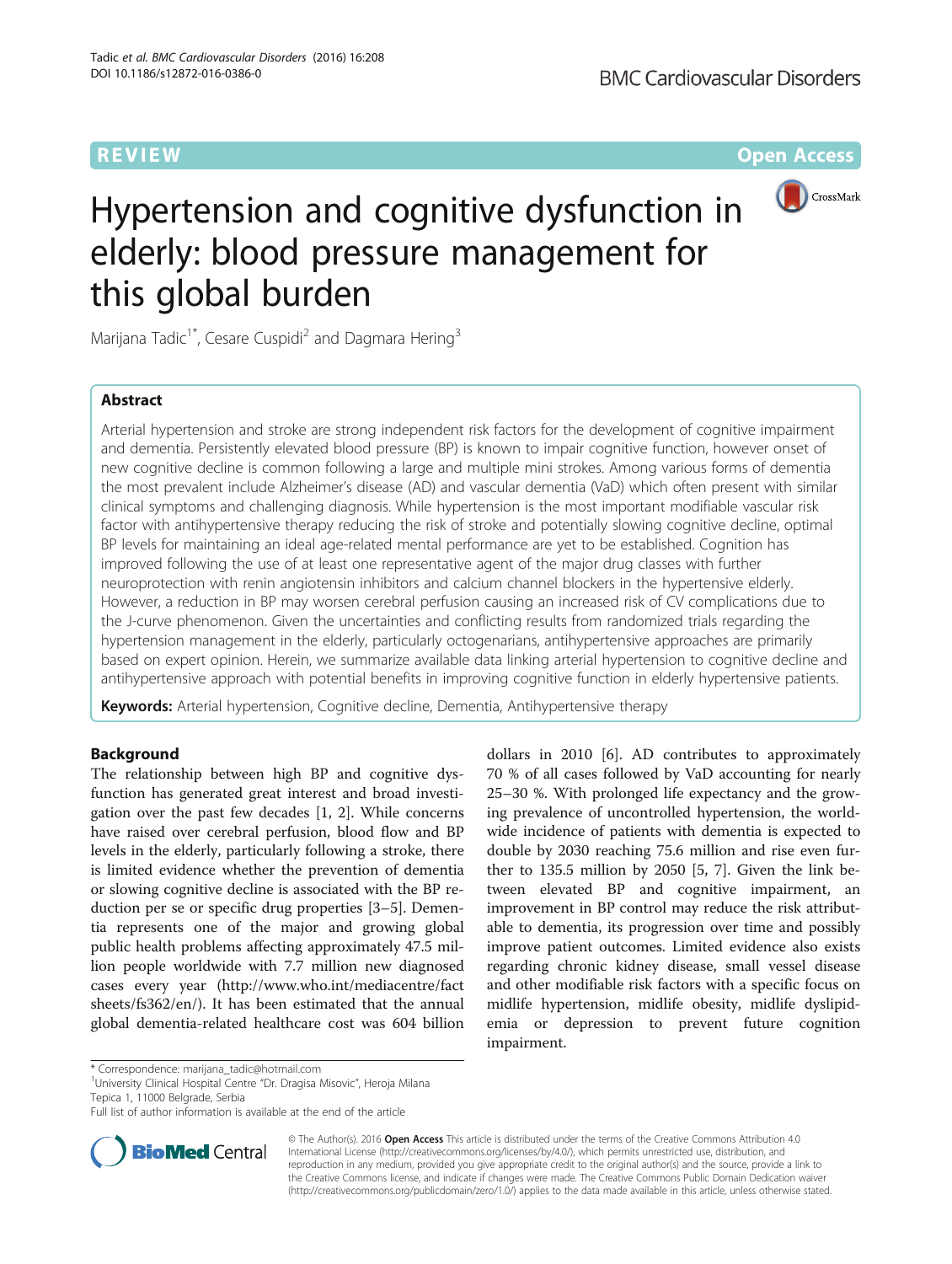REVIEW Open Access

# Hypertension and cognitive dysfunction in elderly: blood pressure management for this global burden

Marijana Tadic[1*], Cesare Cuspidi[2] and Dagmara Hering[3]

## Abstract

Arterial hypertension and stroke are strong independent risk factors for the development of cognitive impairment and dementia. Persistently elevated blood pressure (BP) is known to impair cognitive function, however onset of new cognitive decline is common following a large and multiple mini strokes. Among various forms of dementia the most prevalent include Alzheimer's disease (AD) and vascular dementia (VaD) which often present with similar clinical symptoms and challenging diagnosis. While hypertension is the most important modifiable vascular risk factor with antihypertensive therapy reducing the risk of stroke and potentially slowing cognitive decline, optimal BP levels for maintaining an ideal age-related mental performance are yet to be established. Cognition has improved following the use of at least one representative agent of the major drug classes with further neuroprotection with renin angiotensin inhibitors and calcium channel blockers in the hypertensive elderly. However, a reduction in BP may worsen cerebral perfusion causing an increased risk of CV complications due to the J-curve phenomenon. Given the uncertainties and conflicting results from randomized trials regarding the hypertension management in the elderly, particularly octogenarians, antihypertensive approaches are primarily based on expert opinion. Herein, we summarize available data linking arterial hypertension to cognitive decline and antihypertensive approach with potential benefits in improving cognitive function in elderly hypertensive patients.

**Keywords:** Arterial hypertension, Cognitive decline, Dementia, Antihypertensive therapy

## Background

The relationship between high BP and cognitive dysfunction has generated great interest and broad investigation over the past few decades [1, 2]. While concerns have raised over cerebral perfusion, blood flow and BP levels in the elderly, particularly following a stroke, there is limited evidence whether the prevention of dementia or slowing cognitive decline is associated with the BP reduction per se or specific drug properties [3–5]. Dementia represents one of the major and growing global public health problems affecting approximately 47.5 million people worldwide with 7.7 million new diagnosed cases every year (http://www.who.int/mediacentre/factsheets/fs362/en/). It has been estimated that the annual global dementia-related healthcare cost was 604 billion dollars in 2010 [6]. AD contributes to approximately 70 % of all cases followed by VaD accounting for nearly 25–30 %. With prolonged life expectancy and the growing prevalence of uncontrolled hypertension, the worldwide incidence of patients with dementia is expected to double by 2030 reaching 75.6 million and rise even further to 135.5 million by 2050 [5, 7]. Given the link between elevated BP and cognitive impairment, an improvement in BP control may reduce the risk attributable to dementia, its progression over time and possibly improve patient outcomes. Limited evidence also exists regarding chronic kidney disease, small vessel disease and other modifiable risk factors with a specific focus on midlife hypertension, midlife obesity, midlife dyslipidemia or depression to prevent future cognition impairment.

\* Correspondence: marijana_tadic@hotmail.com

[1]University Clinical Hospital Centre "Dr. Dragisa Misovic", Heroja Milana Tepica 1, 11000 Belgrade, Serbia

Full list of author information is available at the end of the article

© The Author(s). 2016 **Open Access** This article is distributed under the terms of the Creative Commons Attribution 4.0 International License (http://creativecommons.org/licenses/by/4.0/), which permits unrestricted use, distribution, and reproduction in any medium, provided you give appropriate credit to the original author(s) and the source, provide a link to the Creative Commons license, and indicate if changes were made. The Creative Commons Public Domain Dedication waiver (http://creativecommons.org/publicdomain/zero/1.0/) applies to the data made available in this article, unless otherwise stated.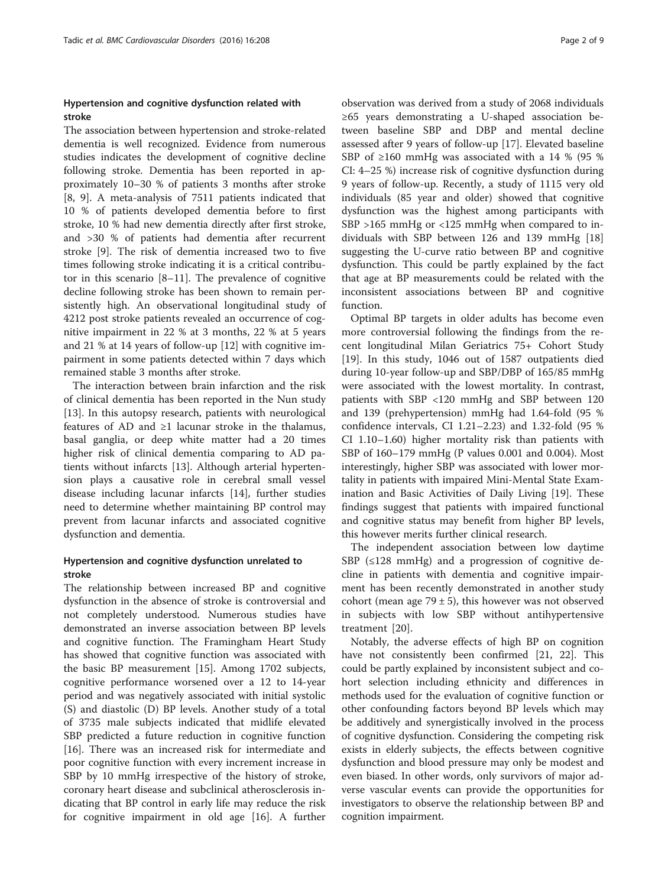## Hypertension and cognitive dysfunction related with stroke

The association between hypertension and stroke-related dementia is well recognized. Evidence from numerous studies indicates the development of cognitive decline following stroke. Dementia has been reported in approximately 10–30 % of patients 3 months after stroke [8, 9]. A meta-analysis of 7511 patients indicated that 10 % of patients developed dementia before to first stroke, 10 % had new dementia directly after first stroke, and >30 % of patients had dementia after recurrent stroke [9]. The risk of dementia increased two to five times following stroke indicating it is a critical contributor in this scenario [8–11]. The prevalence of cognitive decline following stroke has been shown to remain persistently high. An observational longitudinal study of 4212 post stroke patients revealed an occurrence of cognitive impairment in 22 % at 3 months, 22 % at 5 years and 21 % at 14 years of follow-up [12] with cognitive impairment in some patients detected within 7 days which remained stable 3 months after stroke.

The interaction between brain infarction and the risk of clinical dementia has been reported in the Nun study [13]. In this autopsy research, patients with neurological features of AD and ≥1 lacunar stroke in the thalamus, basal ganglia, or deep white matter had a 20 times higher risk of clinical dementia comparing to AD patients without infarcts [13]. Although arterial hypertension plays a causative role in cerebral small vessel disease including lacunar infarcts [14], further studies need to determine whether maintaining BP control may prevent from lacunar infarcts and associated cognitive dysfunction and dementia.

## Hypertension and cognitive dysfunction unrelated to stroke

The relationship between increased BP and cognitive dysfunction in the absence of stroke is controversial and not completely understood. Numerous studies have demonstrated an inverse association between BP levels and cognitive function. The Framingham Heart Study has showed that cognitive function was associated with the basic BP measurement [15]. Among 1702 subjects, cognitive performance worsened over a 12 to 14-year period and was negatively associated with initial systolic (S) and diastolic (D) BP levels. Another study of a total of 3735 male subjects indicated that midlife elevated SBP predicted a future reduction in cognitive function [16]. There was an increased risk for intermediate and poor cognitive function with every increment increase in SBP by 10 mmHg irrespective of the history of stroke, coronary heart disease and subclinical atherosclerosis indicating that BP control in early life may reduce the risk for cognitive impairment in old age [16]. A further observation was derived from a study of 2068 individuals ≥65 years demonstrating a U-shaped association between baseline SBP and DBP and mental decline assessed after 9 years of follow-up [17]. Elevated baseline SBP of ≥160 mmHg was associated with a 14 % (95 % CI: 4–25 %) increase risk of cognitive dysfunction during 9 years of follow-up. Recently, a study of 1115 very old individuals (85 year and older) showed that cognitive dysfunction was the highest among participants with SBP >165 mmHg or <125 mmHg when compared to individuals with SBP between 126 and 139 mmHg [18] suggesting the U-curve ratio between BP and cognitive dysfunction. This could be partly explained by the fact that age at BP measurements could be related with the inconsistent associations between BP and cognitive function.

Optimal BP targets in older adults has become even more controversial following the findings from the recent longitudinal Milan Geriatrics 75+ Cohort Study [19]. In this study, 1046 out of 1587 outpatients died during 10-year follow-up and SBP/DBP of 165/85 mmHg were associated with the lowest mortality. In contrast, patients with SBP <120 mmHg and SBP between 120 and 139 (prehypertension) mmHg had 1.64-fold (95 % confidence intervals, CI 1.21–2.23) and 1.32-fold (95 % CI 1.10–1.60) higher mortality risk than patients with SBP of 160–179 mmHg (P values 0.001 and 0.004). Most interestingly, higher SBP was associated with lower mortality in patients with impaired Mini-Mental State Examination and Basic Activities of Daily Living [19]. These findings suggest that patients with impaired functional and cognitive status may benefit from higher BP levels, this however merits further clinical research.

The independent association between low daytime SBP (≤128 mmHg) and a progression of cognitive decline in patients with dementia and cognitive impairment has been recently demonstrated in another study cohort (mean age 79 ± 5), this however was not observed in subjects with low SBP without antihypertensive treatment [20].

Notably, the adverse effects of high BP on cognition have not consistently been confirmed [21, 22]. This could be partly explained by inconsistent subject and cohort selection including ethnicity and differences in methods used for the evaluation of cognitive function or other confounding factors beyond BP levels which may be additively and synergistically involved in the process of cognitive dysfunction. Considering the competing risk exists in elderly subjects, the effects between cognitive dysfunction and blood pressure may only be modest and even biased. In other words, only survivors of major adverse vascular events can provide the opportunities for investigators to observe the relationship between BP and cognition impairment.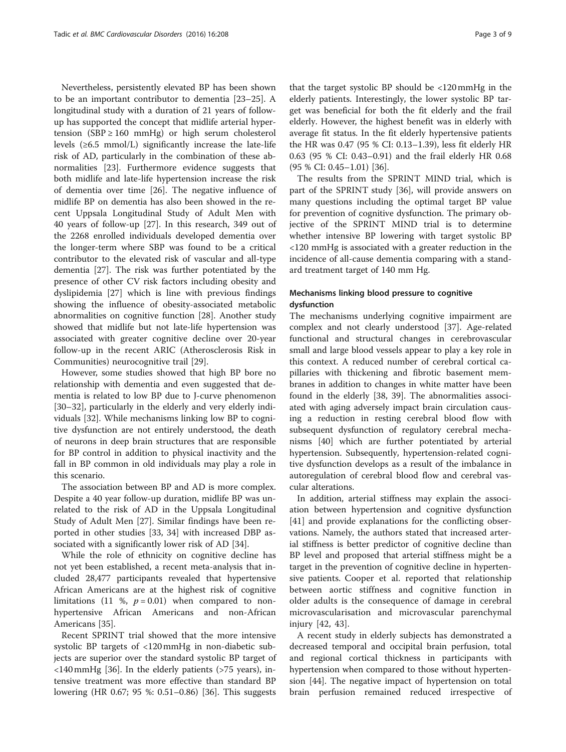Nevertheless, persistently elevated BP has been shown to be an important contributor to dementia [23–25]. A longitudinal study with a duration of 21 years of follow-up has supported the concept that midlife arterial hypertension (SBP ≥ 160 mmHg) or high serum cholesterol levels (≥6.5 mmol/L) significantly increase the late-life risk of AD, particularly in the combination of these abnormalities [23]. Furthermore evidence suggests that both midlife and late-life hypertension increase the risk of dementia over time [26]. The negative influence of midlife BP on dementia has also been showed in the recent Uppsala Longitudinal Study of Adult Men with 40 years of follow-up [27]. In this research, 349 out of the 2268 enrolled individuals developed dementia over the longer-term where SBP was found to be a critical contributor to the elevated risk of vascular and all-type dementia [27]. The risk was further potentiated by the presence of other CV risk factors including obesity and dyslipidemia [27] which is line with previous findings showing the influence of obesity-associated metabolic abnormalities on cognitive function [28]. Another study showed that midlife but not late-life hypertension was associated with greater cognitive decline over 20-year follow-up in the recent ARIC (Atherosclerosis Risk in Communities) neurocognitive trail [29].

However, some studies showed that high BP bore no relationship with dementia and even suggested that dementia is related to low BP due to J-curve phenomenon [30–32], particularly in the elderly and very elderly individuals [32]. While mechanisms linking low BP to cognitive dysfunction are not entirely understood, the death of neurons in deep brain structures that are responsible for BP control in addition to physical inactivity and the fall in BP common in old individuals may play a role in this scenario.

The association between BP and AD is more complex. Despite a 40 year follow-up duration, midlife BP was unrelated to the risk of AD in the Uppsala Longitudinal Study of Adult Men [27]. Similar findings have been reported in other studies [33, 34] with increased DBP associated with a significantly lower risk of AD [34].

While the role of ethnicity on cognitive decline has not yet been established, a recent meta-analysis that included 28,477 participants revealed that hypertensive African Americans are at the highest risk of cognitive limitations (11 %, $p = 0.01$) when compared to non-hypertensive African Americans and non-African Americans [35].

Recent SPRINT trial showed that the more intensive systolic BP targets of <120 mmHg in non-diabetic subjects are superior over the standard systolic BP target of <140 mmHg [36]. In the elderly patients (>75 years), intensive treatment was more effective than standard BP lowering (HR 0.67; 95 %: 0.51–0.86) [36]. This suggests that the target systolic BP should be <120 mmHg in the elderly patients. Interestingly, the lower systolic BP target was beneficial for both the fit elderly and the frail elderly. However, the highest benefit was in elderly with average fit status. In the fit elderly hypertensive patients the HR was 0.47 (95 % CI: 0.13–1.39), less fit elderly HR 0.63 (95 % CI: 0.43–0.91) and the frail elderly HR 0.68 (95 % CI: 0.45–1.01) [36].

The results from the SPRINT MIND trial, which is part of the SPRINT study [36], will provide answers on many questions including the optimal target BP value for prevention of cognitive dysfunction. The primary objective of the SPRINT MIND trial is to determine whether intensive BP lowering with target systolic BP <120 mmHg is associated with a greater reduction in the incidence of all-cause dementia comparing with a standard treatment target of 140 mm Hg.

## Mechanisms linking blood pressure to cognitive dysfunction

The mechanisms underlying cognitive impairment are complex and not clearly understood [37]. Age-related functional and structural changes in cerebrovascular small and large blood vessels appear to play a key role in this context. A reduced number of cerebral cortical capillaries with thickening and fibrotic basement membranes in addition to changes in white matter have been found in the elderly [38, 39]. The abnormalities associated with aging adversely impact brain circulation causing a reduction in resting cerebral blood flow with subsequent dysfunction of regulatory cerebral mechanisms [40] which are further potentiated by arterial hypertension. Subsequently, hypertension-related cognitive dysfunction develops as a result of the imbalance in autoregulation of cerebral blood flow and cerebral vascular alterations.

In addition, arterial stiffness may explain the association between hypertension and cognitive dysfunction [41] and provide explanations for the conflicting observations. Namely, the authors stated that increased arterial stiffness is better predictor of cognitive decline than BP level and proposed that arterial stiffness might be a target in the prevention of cognitive decline in hypertensive patients. Cooper et al. reported that relationship between aortic stiffness and cognitive function in older adults is the consequence of damage in cerebral microvascularisation and microvascular parenchymal injury [42, 43].

A recent study in elderly subjects has demonstrated a decreased temporal and occipital brain perfusion, total and regional cortical thickness in participants with hypertension when compared to those without hypertension [44]. The negative impact of hypertension on total brain perfusion remained reduced irrespective of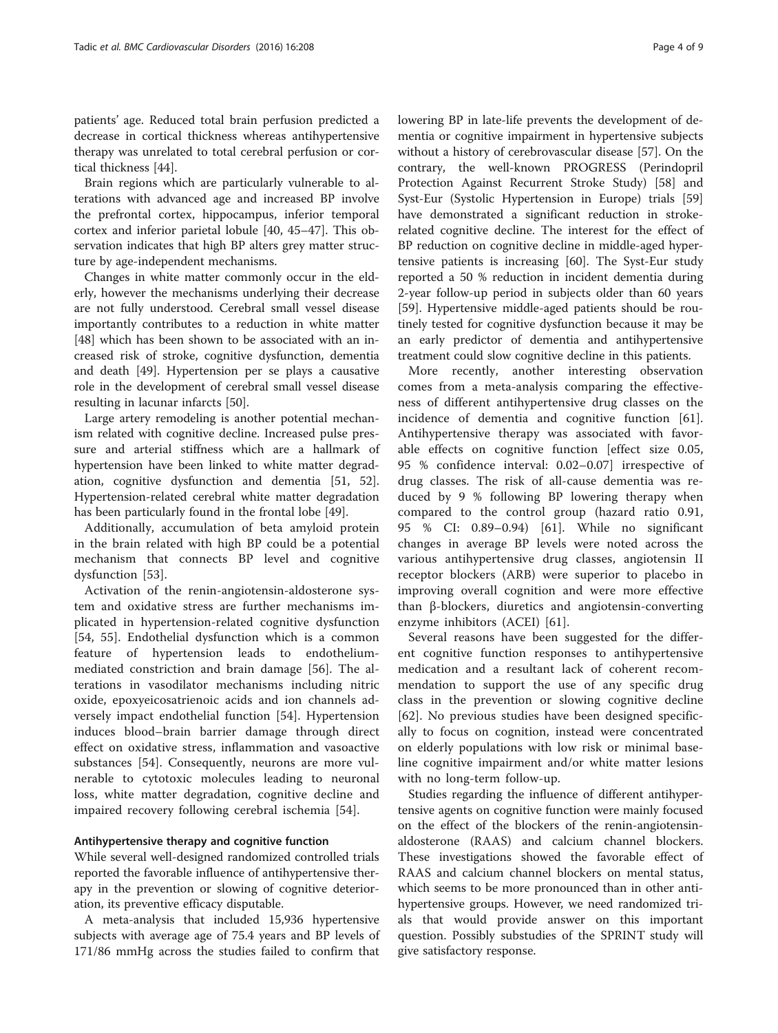patients' age. Reduced total brain perfusion predicted a decrease in cortical thickness whereas antihypertensive therapy was unrelated to total cerebral perfusion or cortical thickness [44].

Brain regions which are particularly vulnerable to alterations with advanced age and increased BP involve the prefrontal cortex, hippocampus, inferior temporal cortex and inferior parietal lobule [40, 45–47]. This observation indicates that high BP alters grey matter structure by age-independent mechanisms.

Changes in white matter commonly occur in the elderly, however the mechanisms underlying their decrease are not fully understood. Cerebral small vessel disease importantly contributes to a reduction in white matter [48] which has been shown to be associated with an increased risk of stroke, cognitive dysfunction, dementia and death [49]. Hypertension per se plays a causative role in the development of cerebral small vessel disease resulting in lacunar infarcts [50].

Large artery remodeling is another potential mechanism related with cognitive decline. Increased pulse pressure and arterial stiffness which are a hallmark of hypertension have been linked to white matter degradation, cognitive dysfunction and dementia [51, 52]. Hypertension-related cerebral white matter degradation has been particularly found in the frontal lobe [49].

Additionally, accumulation of beta amyloid protein in the brain related with high BP could be a potential mechanism that connects BP level and cognitive dysfunction [53].

Activation of the renin-angiotensin-aldosterone system and oxidative stress are further mechanisms implicated in hypertension-related cognitive dysfunction [54, 55]. Endothelial dysfunction which is a common feature of hypertension leads to endothelium-mediated constriction and brain damage [56]. The alterations in vasodilator mechanisms including nitric oxide, epoxyeicosatrienoic acids and ion channels adversely impact endothelial function [54]. Hypertension induces blood–brain barrier damage through direct effect on oxidative stress, inflammation and vasoactive substances [54]. Consequently, neurons are more vulnerable to cytotoxic molecules leading to neuronal loss, white matter degradation, cognitive decline and impaired recovery following cerebral ischemia [54].

### Antihypertensive therapy and cognitive function

While several well-designed randomized controlled trials reported the favorable influence of antihypertensive therapy in the prevention or slowing of cognitive deterioration, its preventive efficacy disputable.

A meta-analysis that included 15,936 hypertensive subjects with average age of 75.4 years and BP levels of 171/86 mmHg across the studies failed to confirm that lowering BP in late-life prevents the development of dementia or cognitive impairment in hypertensive subjects without a history of cerebrovascular disease [57]. On the contrary, the well-known PROGRESS (Perindopril Protection Against Recurrent Stroke Study) [58] and Syst-Eur (Systolic Hypertension in Europe) trials [59] have demonstrated a significant reduction in stroke-related cognitive decline. The interest for the effect of BP reduction on cognitive decline in middle-aged hypertensive patients is increasing [60]. The Syst-Eur study reported a 50 % reduction in incident dementia during 2-year follow-up period in subjects older than 60 years [59]. Hypertensive middle-aged patients should be routinely tested for cognitive dysfunction because it may be an early predictor of dementia and antihypertensive treatment could slow cognitive decline in this patients.

More recently, another interesting observation comes from a meta-analysis comparing the effectiveness of different antihypertensive drug classes on the incidence of dementia and cognitive function [61]. Antihypertensive therapy was associated with favorable effects on cognitive function [effect size 0.05, 95 % confidence interval: 0.02–0.07] irrespective of drug classes. The risk of all-cause dementia was reduced by 9 % following BP lowering therapy when compared to the control group (hazard ratio 0.91, 95 % CI: 0.89–0.94) [61]. While no significant changes in average BP levels were noted across the various antihypertensive drug classes, angiotensin II receptor blockers (ARB) were superior to placebo in improving overall cognition and were more effective than β-blockers, diuretics and angiotensin-converting enzyme inhibitors (ACEI) [61].

Several reasons have been suggested for the different cognitive function responses to antihypertensive medication and a resultant lack of coherent recommendation to support the use of any specific drug class in the prevention or slowing cognitive decline [62]. No previous studies have been designed specifically to focus on cognition, instead were concentrated on elderly populations with low risk or minimal baseline cognitive impairment and/or white matter lesions with no long-term follow-up.

Studies regarding the influence of different antihypertensive agents on cognitive function were mainly focused on the effect of the blockers of the renin-angiotensin-aldosterone (RAAS) and calcium channel blockers. These investigations showed the favorable effect of RAAS and calcium channel blockers on mental status, which seems to be more pronounced than in other antihypertensive groups. However, we need randomized trials that would provide answer on this important question. Possibly substudies of the SPRINT study will give satisfactory response.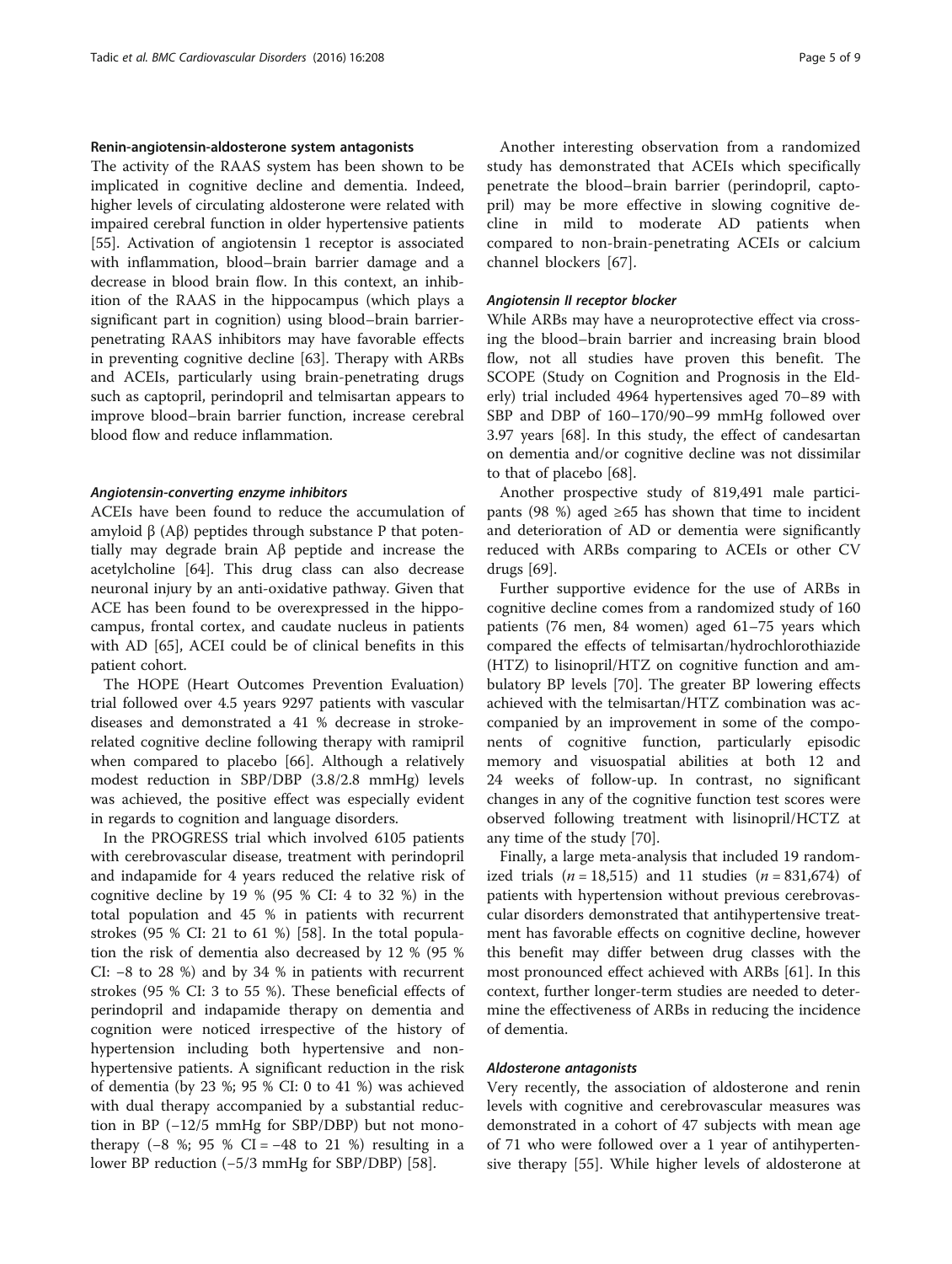### Renin-angiotensin-aldosterone system antagonists

The activity of the RAAS system has been shown to be implicated in cognitive decline and dementia. Indeed, higher levels of circulating aldosterone were related with impaired cerebral function in older hypertensive patients [55]. Activation of angiotensin 1 receptor is associated with inflammation, blood–brain barrier damage and a decrease in blood brain flow. In this context, an inhibition of the RAAS in the hippocampus (which plays a significant part in cognition) using blood–brain barrier-penetrating RAAS inhibitors may have favorable effects in preventing cognitive decline [63]. Therapy with ARBs and ACEIs, particularly using brain-penetrating drugs such as captopril, perindopril and telmisartan appears to improve blood–brain barrier function, increase cerebral blood flow and reduce inflammation.

#### *Angiotensin-converting enzyme inhibitors*

ACEIs have been found to reduce the accumulation of amyloid β (Aβ) peptides through substance P that potentially may degrade brain Aβ peptide and increase the acetylcholine [64]. This drug class can also decrease neuronal injury by an anti-oxidative pathway. Given that ACE has been found to be overexpressed in the hippocampus, frontal cortex, and caudate nucleus in patients with AD [65], ACEI could be of clinical benefits in this patient cohort.

The HOPE (Heart Outcomes Prevention Evaluation) trial followed over 4.5 years 9297 patients with vascular diseases and demonstrated a 41 % decrease in stroke-related cognitive decline following therapy with ramipril when compared to placebo [66]. Although a relatively modest reduction in SBP/DBP (3.8/2.8 mmHg) levels was achieved, the positive effect was especially evident in regards to cognition and language disorders.

In the PROGRESS trial which involved 6105 patients with cerebrovascular disease, treatment with perindopril and indapamide for 4 years reduced the relative risk of cognitive decline by 19 % (95 % CI: 4 to 32 %) in the total population and 45 % in patients with recurrent strokes (95 % CI: 21 to 61 %) [58]. In the total population the risk of dementia also decreased by 12 % (95 % CI: −8 to 28 %) and by 34 % in patients with recurrent strokes (95 % CI: 3 to 55 %). These beneficial effects of perindopril and indapamide therapy on dementia and cognition were noticed irrespective of the history of hypertension including both hypertensive and non-hypertensive patients. A significant reduction in the risk of dementia (by 23 %; 95 % CI: 0 to 41 %) was achieved with dual therapy accompanied by a substantial reduction in BP (−12/5 mmHg for SBP/DBP) but not monotherapy (−8 %; 95 % CI = −48 to 21 %) resulting in a lower BP reduction (−5/3 mmHg for SBP/DBP) [58].

Another interesting observation from a randomized study has demonstrated that ACEIs which specifically penetrate the blood–brain barrier (perindopril, captopril) may be more effective in slowing cognitive decline in mild to moderate AD patients when compared to non-brain-penetrating ACEIs or calcium channel blockers [67].

#### *Angiotensin II receptor blocker*

While ARBs may have a neuroprotective effect via crossing the blood–brain barrier and increasing brain blood flow, not all studies have proven this benefit. The SCOPE (Study on Cognition and Prognosis in the Elderly) trial included 4964 hypertensives aged 70–89 with SBP and DBP of 160–170/90–99 mmHg followed over 3.97 years [68]. In this study, the effect of candesartan on dementia and/or cognitive decline was not dissimilar to that of placebo [68].

Another prospective study of 819,491 male participants (98 %) aged ≥65 has shown that time to incident and deterioration of AD or dementia were significantly reduced with ARBs comparing to ACEIs or other CV drugs [69].

Further supportive evidence for the use of ARBs in cognitive decline comes from a randomized study of 160 patients (76 men, 84 women) aged 61–75 years which compared the effects of telmisartan/hydrochlorothiazide (HTZ) to lisinopril/HTZ on cognitive function and ambulatory BP levels [70]. The greater BP lowering effects achieved with the telmisartan/HTZ combination was accompanied by an improvement in some of the components of cognitive function, particularly episodic memory and visuospatial abilities at both 12 and 24 weeks of follow-up. In contrast, no significant changes in any of the cognitive function test scores were observed following treatment with lisinopril/HCTZ at any time of the study [70].

Finally, a large meta-analysis that included 19 randomized trials ($n = 18{,}515$) and 11 studies ($n = 831{,}674$) of patients with hypertension without previous cerebrovascular disorders demonstrated that antihypertensive treatment has favorable effects on cognitive decline, however this benefit may differ between drug classes with the most pronounced effect achieved with ARBs [61]. In this context, further longer-term studies are needed to determine the effectiveness of ARBs in reducing the incidence of dementia.

#### *Aldosterone antagonists*

Very recently, the association of aldosterone and renin levels with cognitive and cerebrovascular measures was demonstrated in a cohort of 47 subjects with mean age of 71 who were followed over a 1 year of antihypertensive therapy [55]. While higher levels of aldosterone at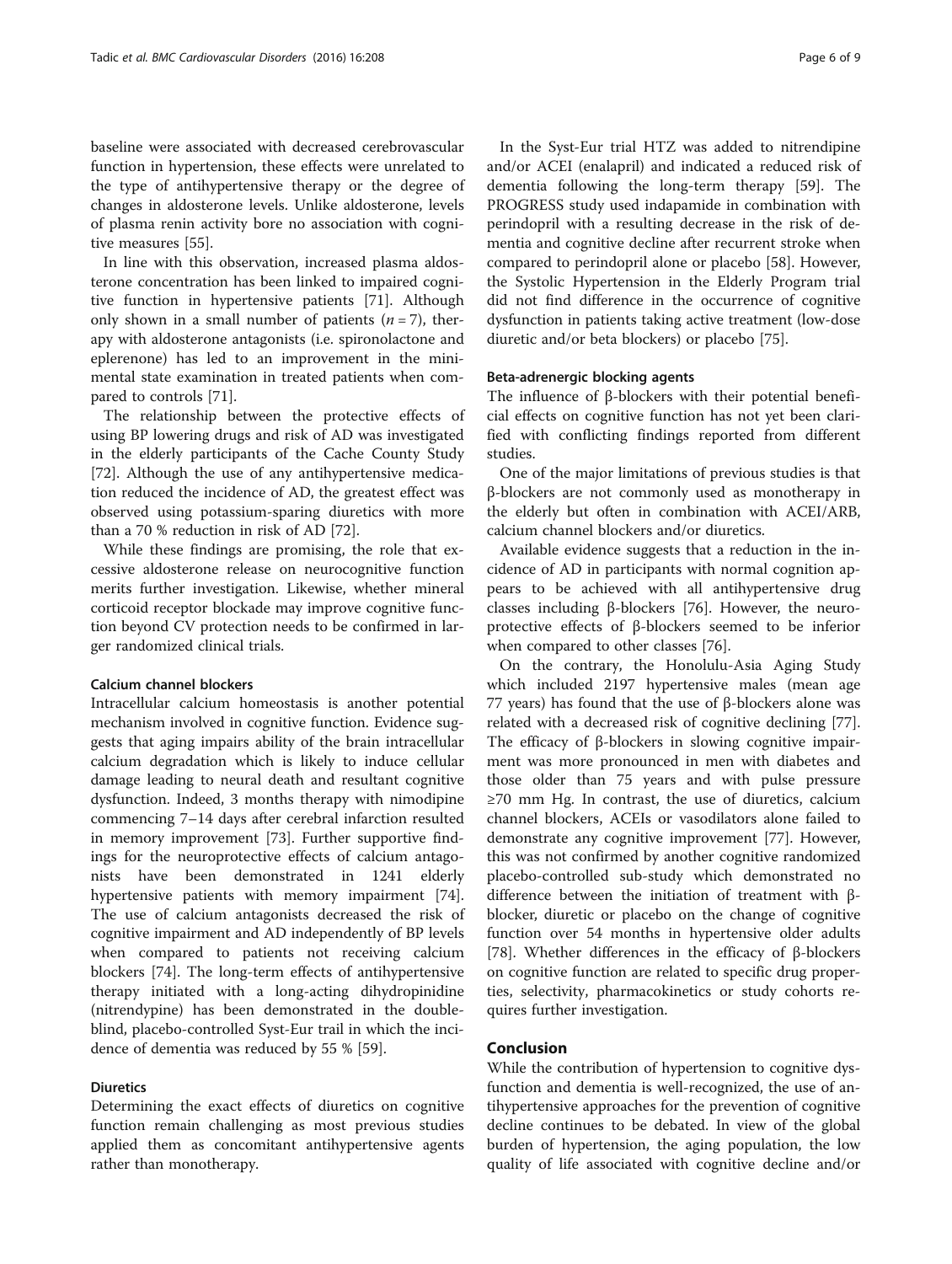baseline were associated with decreased cerebrovascular function in hypertension, these effects were unrelated to the type of antihypertensive therapy or the degree of changes in aldosterone levels. Unlike aldosterone, levels of plasma renin activity bore no association with cognitive measures [55].

In line with this observation, increased plasma aldosterone concentration has been linked to impaired cognitive function in hypertensive patients [71]. Although only shown in a small number of patients ($n = 7$), therapy with aldosterone antagonists (i.e. spironolactone and eplerenone) has led to an improvement in the minimental state examination in treated patients when compared to controls [71].

The relationship between the protective effects of using BP lowering drugs and risk of AD was investigated in the elderly participants of the Cache County Study [72]. Although the use of any antihypertensive medication reduced the incidence of AD, the greatest effect was observed using potassium-sparing diuretics with more than a 70 % reduction in risk of AD [72].

While these findings are promising, the role that excessive aldosterone release on neurocognitive function merits further investigation. Likewise, whether mineral corticoid receptor blockade may improve cognitive function beyond CV protection needs to be confirmed in larger randomized clinical trials.

#### Calcium channel blockers

Intracellular calcium homeostasis is another potential mechanism involved in cognitive function. Evidence suggests that aging impairs ability of the brain intracellular calcium degradation which is likely to induce cellular damage leading to neural death and resultant cognitive dysfunction. Indeed, 3 months therapy with nimodipine commencing 7–14 days after cerebral infarction resulted in memory improvement [73]. Further supportive findings for the neuroprotective effects of calcium antagonists have been demonstrated in 1241 elderly hypertensive patients with memory impairment [74]. The use of calcium antagonists decreased the risk of cognitive impairment and AD independently of BP levels when compared to patients not receiving calcium blockers [74]. The long-term effects of antihypertensive therapy initiated with a long-acting dihydropinidine (nitrendypine) has been demonstrated in the double-blind, placebo-controlled Syst-Eur trail in which the incidence of dementia was reduced by 55 % [59].

#### Diuretics

Determining the exact effects of diuretics on cognitive function remain challenging as most previous studies applied them as concomitant antihypertensive agents rather than monotherapy.

In the Syst-Eur trial HTZ was added to nitrendipine and/or ACEI (enalapril) and indicated a reduced risk of dementia following the long-term therapy [59]. The PROGRESS study used indapamide in combination with perindopril with a resulting decrease in the risk of dementia and cognitive decline after recurrent stroke when compared to perindopril alone or placebo [58]. However, the Systolic Hypertension in the Elderly Program trial did not find difference in the occurrence of cognitive dysfunction in patients taking active treatment (low-dose diuretic and/or beta blockers) or placebo [75].

#### Beta-adrenergic blocking agents

The influence of β-blockers with their potential beneficial effects on cognitive function has not yet been clarified with conflicting findings reported from different studies.

One of the major limitations of previous studies is that β-blockers are not commonly used as monotherapy in the elderly but often in combination with ACEI/ARB, calcium channel blockers and/or diuretics.

Available evidence suggests that a reduction in the incidence of AD in participants with normal cognition appears to be achieved with all antihypertensive drug classes including β-blockers [76]. However, the neuroprotective effects of β-blockers seemed to be inferior when compared to other classes [76].

On the contrary, the Honolulu-Asia Aging Study which included 2197 hypertensive males (mean age 77 years) has found that the use of β-blockers alone was related with a decreased risk of cognitive declining [77]. The efficacy of β-blockers in slowing cognitive impairment was more pronounced in men with diabetes and those older than 75 years and with pulse pressure ≥70 mm Hg. In contrast, the use of diuretics, calcium channel blockers, ACEIs or vasodilators alone failed to demonstrate any cognitive improvement [77]. However, this was not confirmed by another cognitive randomized placebo-controlled sub-study which demonstrated no difference between the initiation of treatment with β-blocker, diuretic or placebo on the change of cognitive function over 54 months in hypertensive older adults [78]. Whether differences in the efficacy of β-blockers on cognitive function are related to specific drug properties, selectivity, pharmacokinetics or study cohorts requires further investigation.

## Conclusion

While the contribution of hypertension to cognitive dysfunction and dementia is well-recognized, the use of antihypertensive approaches for the prevention of cognitive decline continues to be debated. In view of the global burden of hypertension, the aging population, the low quality of life associated with cognitive decline and/or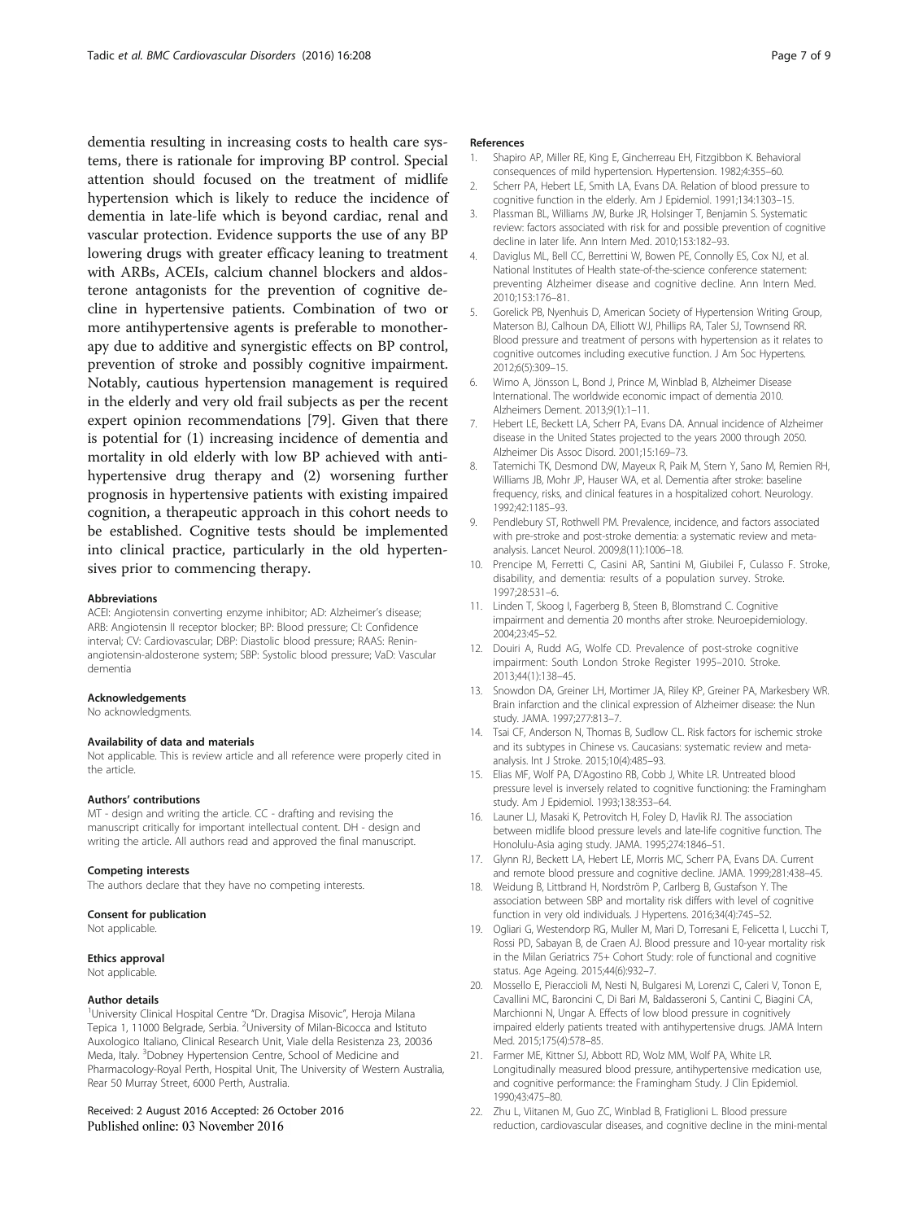dementia resulting in increasing costs to health care systems, there is rationale for improving BP control. Special attention should focused on the treatment of midlife hypertension which is likely to reduce the incidence of dementia in late-life which is beyond cardiac, renal and vascular protection. Evidence supports the use of any BP lowering drugs with greater efficacy leaning to treatment with ARBs, ACEIs, calcium channel blockers and aldosterone antagonists for the prevention of cognitive decline in hypertensive patients. Combination of two or more antihypertensive agents is preferable to monotherapy due to additive and synergistic effects on BP control, prevention of stroke and possibly cognitive impairment. Notably, cautious hypertension management is required in the elderly and very old frail subjects as per the recent expert opinion recommendations [79]. Given that there is potential for (1) increasing incidence of dementia and mortality in old elderly with low BP achieved with antihypertensive drug therapy and (2) worsening further prognosis in hypertensive patients with existing impaired cognition, a therapeutic approach in this cohort needs to be established. Cognitive tests should be implemented into clinical practice, particularly in the old hypertensives prior to commencing therapy.

#### Abbreviations

ACEI: Angiotensin converting enzyme inhibitor; AD: Alzheimer's disease; ARB: Angiotensin II receptor blocker; BP: Blood pressure; CI: Confidence interval; CV: Cardiovascular; DBP: Diastolic blood pressure; RAAS: Renin-angiotensin-aldosterone system; SBP: Systolic blood pressure; VaD: Vascular dementia

#### Acknowledgements

No acknowledgments.

#### Availability of data and materials

Not applicable. This is review article and all reference were properly cited in the article.

#### Authors' contributions

MT - design and writing the article. CC - drafting and revising the manuscript critically for important intellectual content. DH - design and writing the article. All authors read and approved the final manuscript.

#### Competing interests

The authors declare that they have no competing interests.

#### Consent for publication

Not applicable.

#### Ethics approval

Not applicable.

#### Author details

[1]University Clinical Hospital Centre "Dr. Dragisa Misovic", Heroja Milana Tepica 1, 11000 Belgrade, Serbia. [2]University of Milan-Bicocca and Istituto Auxologico Italiano, Clinical Research Unit, Viale della Resistenza 23, 20036 Meda, Italy. [3]Dobney Hypertension Centre, School of Medicine and Pharmacology-Royal Perth, Hospital Unit, The University of Western Australia, Rear 50 Murray Street, 6000 Perth, Australia.

Received: 2 August 2016 Accepted: 26 October 2016
Published online: 03 November 2016

#### References

1. Shapiro AP, Miller RE, King E, Gincherreau EH, Fitzgibbon K. Behavioral consequences of mild hypertension. Hypertension. 1982;4:355–60.
2. Scherr PA, Hebert LE, Smith LA, Evans DA. Relation of blood pressure to cognitive function in the elderly. Am J Epidemiol. 1991;134:1303–15.
3. Plassman BL, Williams JW, Burke JR, Holsinger T, Benjamin S. Systematic review: factors associated with risk for and possible prevention of cognitive decline in later life. Ann Intern Med. 2010;153:182–93.
4. Daviglus ML, Bell CC, Berrettini W, Bowen PE, Connolly ES, Cox NJ, et al. National Institutes of Health state-of-the-science conference statement: preventing Alzheimer disease and cognitive decline. Ann Intern Med. 2010;153:176–81.
5. Gorelick PB, Nyenhuis D, American Society of Hypertension Writing Group, Materson BJ, Calhoun DA, Elliott WJ, Phillips RA, Taler SJ, Townsend RR. Blood pressure and treatment of persons with hypertension as it relates to cognitive outcomes including executive function. J Am Soc Hypertens. 2012;6(5):309–15.
6. Wimo A, Jönsson L, Bond J, Prince M, Winblad B, Alzheimer Disease International. The worldwide economic impact of dementia 2010. Alzheimers Dement. 2013;9(1):1–11.
7. Hebert LE, Beckett LA, Scherr PA, Evans DA. Annual incidence of Alzheimer disease in the United States projected to the years 2000 through 2050. Alzheimer Dis Assoc Disord. 2001;15:169–73.
8. Tatemichi TK, Desmond DW, Mayeux R, Paik M, Stern Y, Sano M, Remien RH, Williams JB, Mohr JP, Hauser WA, et al. Dementia after stroke: baseline frequency, risks, and clinical features in a hospitalized cohort. Neurology. 1992;42:1185–93.
9. Pendlebury ST, Rothwell PM. Prevalence, incidence, and factors associated with pre-stroke and post-stroke dementia: a systematic review and meta-analysis. Lancet Neurol. 2009;8(11):1006–18.
10. Prencipe M, Ferretti C, Casini AR, Santini M, Giubilei F, Culasso F. Stroke, disability, and dementia: results of a population survey. Stroke. 1997;28:531–6.
11. Linden T, Skoog I, Fagerberg B, Steen B, Blomstrand C. Cognitive impairment and dementia 20 months after stroke. Neuroepidemiology. 2004;23:45–52.
12. Douiri A, Rudd AG, Wolfe CD. Prevalence of post-stroke cognitive impairment: South London Stroke Register 1995–2010. Stroke. 2013;44(1):138–45.
13. Snowdon DA, Greiner LH, Mortimer JA, Riley KP, Greiner PA, Markesbery WR. Brain infarction and the clinical expression of Alzheimer disease: the Nun study. JAMA. 1997;277:813–7.
14. Tsai CF, Anderson N, Thomas B, Sudlow CL. Risk factors for ischemic stroke and its subtypes in Chinese vs. Caucasians: systematic review and meta-analysis. Int J Stroke. 2015;10(4):485–93.
15. Elias MF, Wolf PA, D'Agostino RB, Cobb J, White LR. Untreated blood pressure level is inversely related to cognitive functioning: the Framingham study. Am J Epidemiol. 1993;138:353–64.
16. Launer LJ, Masaki K, Petrovitch H, Foley D, Havlik RJ. The association between midlife blood pressure levels and late-life cognitive function. The Honolulu-Asia aging study. JAMA. 1995;274:1846–51.
17. Glynn RJ, Beckett LA, Hebert LE, Morris MC, Scherr PA, Evans DA. Current and remote blood pressure and cognitive decline. JAMA. 1999;281:438–45.
18. Weidung B, Littbrand H, Nordström P, Carlberg B, Gustafson Y. The association between SBP and mortality risk differs with level of cognitive function in very old individuals. J Hypertens. 2016;34(4):745–52.
19. Ogliari G, Westendorp RG, Muller M, Mari D, Torresani E, Felicetta I, Lucchi T, Rossi PD, Sabayan B, de Craen AJ. Blood pressure and 10-year mortality risk in the Milan Geriatrics 75+ Cohort Study: role of functional and cognitive status. Age Ageing. 2015;44(6):932–7.
20. Mossello E, Pieraccioli M, Nesti N, Bulgaresi M, Lorenzi C, Caleri V, Tonon E, Cavallini MC, Baroncini C, Di Bari M, Baldasseroni S, Cantini C, Biagini CA, Marchionni N, Ungar A. Effects of low blood pressure in cognitively impaired elderly patients treated with antihypertensive drugs. JAMA Intern Med. 2015;175(4):578–85.
21. Farmer ME, Kittner SJ, Abbott RD, Wolz MM, Wolf PA, White LR. Longitudinally measured blood pressure, antihypertensive medication use, and cognitive performance: the Framingham Study. J Clin Epidemiol. 1990;43:475–80.
22. Zhu L, Viitanen M, Guo ZC, Winblad B, Fratiglioni L. Blood pressure reduction, cardiovascular diseases, and cognitive decline in the mini-mental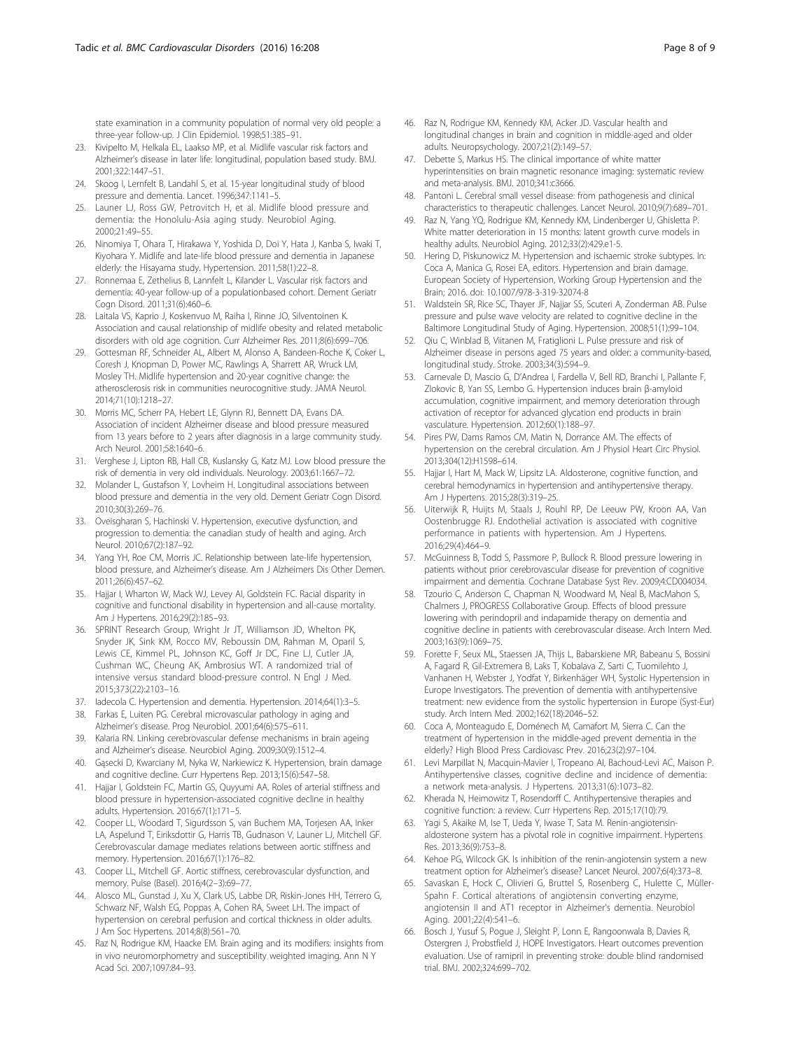state examination in a community population of normal very old people: a three-year follow-up. J Clin Epidemiol. 1998;51:385–91.

23. Kivipelto M, Helkala EL, Laakso MP, et al. Midlife vascular risk factors and Alzheimer's disease in later life: longitudinal, population based study. BMJ. 2001;322:1447–51.
24. Skoog I, Lernfelt B, Landahl S, et al. 15-year longitudinal study of blood pressure and dementia. Lancet. 1996;347:1141–5.
25. Launer LJ, Ross GW, Petrovitch H, et al. Midlife blood pressure and dementia: the Honolulu-Asia aging study. Neurobiol Aging. 2000;21:49–55.
26. Ninomiya T, Ohara T, Hirakawa Y, Yoshida D, Doi Y, Hata J, Kanba S, Iwaki T, Kiyohara Y. Midlife and late-life blood pressure and dementia in Japanese elderly: the Hisayama study. Hypertension. 2011;58(1):22–8.
27. Ronnemaa E, Zethelius B, Lannfelt L, Kilander L. Vascular risk factors and dementia: 40-year follow-up of a populationbased cohort. Dement Geriatr Cogn Disord. 2011;31(6):460–6.
28. Laitala VS, Kaprio J, Koskenvuo M, Raiha I, Rinne JO, Silventoinen K. Association and causal relationship of midlife obesity and related metabolic disorders with old age cognition. Curr Alzheimer Res. 2011;8(6):699–706.
29. Gottesman RF, Schneider AL, Albert M, Alonso A, Bandeen-Roche K, Coker L, Coresh J, Knopman D, Power MC, Rawlings A, Sharrett AR, Wruck LM, Mosley TH. Midlife hypertension and 20-year cognitive change: the atherosclerosis risk in communities neurocognitive study. JAMA Neurol. 2014;71(10):1218–27.
30. Morris MC, Scherr PA, Hebert LE, Glynn RJ, Bennett DA, Evans DA. Association of incident Alzheimer disease and blood pressure measured from 13 years before to 2 years after diagnosis in a large community study. Arch Neurol. 2001;58:1640–6.
31. Verghese J, Lipton RB, Hall CB, Kuslansky G, Katz MJ. Low blood pressure the risk of dementia in very old individuals. Neurology. 2003;61:1667–72.
32. Molander L, Gustafson Y, Lovheim H. Longitudinal associations between blood pressure and dementia in the very old. Dement Geriatr Cogn Disord. 2010;30(3):269–76.
33. Oveisgharan S, Hachinski V. Hypertension, executive dysfunction, and progression to dementia: the canadian study of health and aging. Arch Neurol. 2010;67(2):187–92.
34. Yang YH, Roe CM, Morris JC. Relationship between late-life hypertension, blood pressure, and Alzheimer's disease. Am J Alzheimers Dis Other Demen. 2011;26(6):457–62.
35. Hajjar I, Wharton W, Mack WJ, Levey AI, Goldstein FC. Racial disparity in cognitive and functional disability in hypertension and all-cause mortality. Am J Hypertens. 2016;29(2):185–93.
36. SPRINT Research Group, Wright Jr JT, Williamson JD, Whelton PK, Snyder JK, Sink KM, Rocco MV, Reboussin DM, Rahman M, Oparil S, Lewis CE, Kimmel PL, Johnson KC, Goff Jr DC, Fine LJ, Cutler JA, Cushman WC, Cheung AK, Ambrosius WT. A randomized trial of intensive versus standard blood-pressure control. N Engl J Med. 2015;373(22):2103–16.
37. Iadecola C. Hypertension and dementia. Hypertension. 2014;64(1):3–5.
38. Farkas E, Luiten PG. Cerebral microvascular pathology in aging and Alzheimer's disease. Prog Neurobiol. 2001;64(6):575–611.
39. Kalaria RN. Linking cerebrovascular defense mechanisms in brain ageing and Alzheimer's disease. Neurobiol Aging. 2009;30(9):1512–4.
40. Gąsecki D, Kwarciany M, Nyka W, Narkiewicz K. Hypertension, brain damage and cognitive decline. Curr Hypertens Rep. 2013;15(6):547–58.
41. Hajjar I, Goldstein FC, Martin GS, Quyyumi AA. Roles of arterial stiffness and blood pressure in hypertension-associated cognitive decline in healthy adults. Hypertension. 2016;67(1):171–5.
42. Cooper LL, Woodard T, Sigurdsson S, van Buchem MA, Torjesen AA, Inker LA, Aspelund T, Eiriksdottir G, Harris TB, Gudnason V, Launer LJ, Mitchell GF. Cerebrovascular damage mediates relations between aortic stiffness and memory. Hypertension. 2016;67(1):176–82.
43. Cooper LL, Mitchell GF. Aortic stiffness, cerebrovascular dysfunction, and memory. Pulse (Basel). 2016;4(2–3):69–77.
44. Alosco ML, Gunstad J, Xu X, Clark US, Labbe DR, Riskin-Jones HH, Terrero G, Schwarz NF, Walsh EG, Poppas A, Cohen RA, Sweet LH. The impact of hypertension on cerebral perfusion and cortical thickness in older adults. J Am Soc Hypertens. 2014;8(8):561–70.
45. Raz N, Rodrigue KM, Haacke EM. Brain aging and its modifiers: insights from in vivo neuromorphometry and susceptibility weighted imaging. Ann N Y Acad Sci. 2007;1097:84–93.
46. Raz N, Rodrigue KM, Kennedy KM, Acker JD. Vascular health and longitudinal changes in brain and cognition in middle-aged and older adults. Neuropsychology. 2007;21(2):149–57.
47. Debette S, Markus HS. The clinical importance of white matter hyperintensities on brain magnetic resonance imaging: systematic review and meta-analysis. BMJ. 2010;341:c3666.
48. Pantoni L. Cerebral small vessel disease: from pathogenesis and clinical characteristics to therapeutic challenges. Lancet Neurol. 2010;9(7):689–701.
49. Raz N, Yang YQ, Rodrigue KM, Kennedy KM, Lindenberger U, Ghisletta P. White matter deterioration in 15 months: latent growth curve models in healthy adults. Neurobiol Aging. 2012;33(2):429.e1-5.
50. Hering D, Piskunowicz M. Hypertension and ischaemic stroke subtypes. In: Coca A, Manica G, Rosei EA, editors. Hypertension and brain damage. European Society of Hypertension, Working Group Hypertension and the Brain; 2016. doi: 10.1007/978-3-319-32074-8
51. Waldstein SR, Rice SC, Thayer JF, Najjar SS, Scuteri A, Zonderman AB. Pulse pressure and pulse wave velocity are related to cognitive decline in the Baltimore Longitudinal Study of Aging. Hypertension. 2008;51(1):99–104.
52. Qiu C, Winblad B, Viitanen M, Fratiglioni L. Pulse pressure and risk of Alzheimer disease in persons aged 75 years and older: a community-based, longitudinal study. Stroke. 2003;34(3):594–9.
53. Carnevale D, Mascio G, D'Andrea I, Fardella V, Bell RD, Branchi I, Pallante F, Zlokovic B, Yan SS, Lembo G. Hypertension induces brain β-amyloid accumulation, cognitive impairment, and memory deterioration through activation of receptor for advanced glycation end products in brain vasculature. Hypertension. 2012;60(1):188–97.
54. Pires PW, Dams Ramos CM, Matin N, Dorrance AM. The effects of hypertension on the cerebral circulation. Am J Physiol Heart Circ Physiol. 2013;304(12):H1598–614.
55. Hajjar I, Hart M, Mack W, Lipsitz LA. Aldosterone, cognitive function, and cerebral hemodynamics in hypertension and antihypertensive therapy. Am J Hypertens. 2015;28(3):319–25.
56. Uiterwijk R, Huijts M, Staals J, Rouhl RP, De Leeuw PW, Kroon AA, Van Oostenbrugge RJ. Endothelial activation is associated with cognitive performance in patients with hypertension. Am J Hypertens. 2016;29(4):464–9.
57. McGuinness B, Todd S, Passmore P, Bullock R. Blood pressure lowering in patients without prior cerebrovascular disease for prevention of cognitive impairment and dementia. Cochrane Database Syst Rev. 2009;4:CD004034.
58. Tzourio C, Anderson C, Chapman N, Woodward M, Neal B, MacMahon S, Chalmers J, PROGRESS Collaborative Group. Effects of blood pressure lowering with perindopril and indapamide therapy on dementia and cognitive decline in patients with cerebrovascular disease. Arch Intern Med. 2003;163(9):1069–75.
59. Forette F, Seux ML, Staessen JA, Thijs L, Babarskiene MR, Babeanu S, Bossini A, Fagard R, Gil-Extremera B, Laks T, Kobalava Z, Sarti C, Tuomilehto J, Vanhanen H, Webster J, Yodfat Y, Birkenhäger WH, Systolic Hypertension in Europe Investigators. The prevention of dementia with antihypertensive treatment: new evidence from the systolic hypertension in Europe (Syst-Eur) study. Arch Intern Med. 2002;162(18):2046–52.
60. Coca A, Monteagudo E, Doménech M, Camafort M, Sierra C. Can the treatment of hypertension in the middle-aged prevent dementia in the elderly? High Blood Press Cardiovasc Prev. 2016;23(2):97–104.
61. Levi Marpillat N, Macquin-Mavier I, Tropeano AI, Bachoud-Levi AC, Maison P. Antihypertensive classes, cognitive decline and incidence of dementia: a network meta-analysis. J Hypertens. 2013;31(6):1073–82.
62. Kherada N, Heimowitz T, Rosendorff C. Antihypertensive therapies and cognitive function: a review. Curr Hypertens Rep. 2015;17(10):79.
63. Yagi S, Akaike M, Ise T, Ueda Y, Iwase T, Sata M. Renin-angiotensin-aldosterone system has a pivotal role in cognitive impairment. Hypertens Res. 2013;36(9):753–8.
64. Kehoe PG, Wilcock GK. Is inhibition of the renin-angiotensin system a new treatment option for Alzheimer's disease? Lancet Neurol. 2007;6(4):373–8.
65. Savaskan E, Hock C, Olivieri G, Bruttel S, Rosenberg C, Hulette C, Müller-Spahn F. Cortical alterations of angiotensin converting enzyme, angiotensin II and AT1 receptor in Alzheimer's dementia. Neurobiol Aging. 2001;22(4):541–6.
66. Bosch J, Yusuf S, Pogue J, Sleight P, Lonn E, Rangoonwala B, Davies R, Ostergren J, Probstfield J, HOPE Investigators. Heart outcomes prevention evaluation. Use of ramipril in preventing stroke: double blind randomised trial. BMJ. 2002;324:699–702.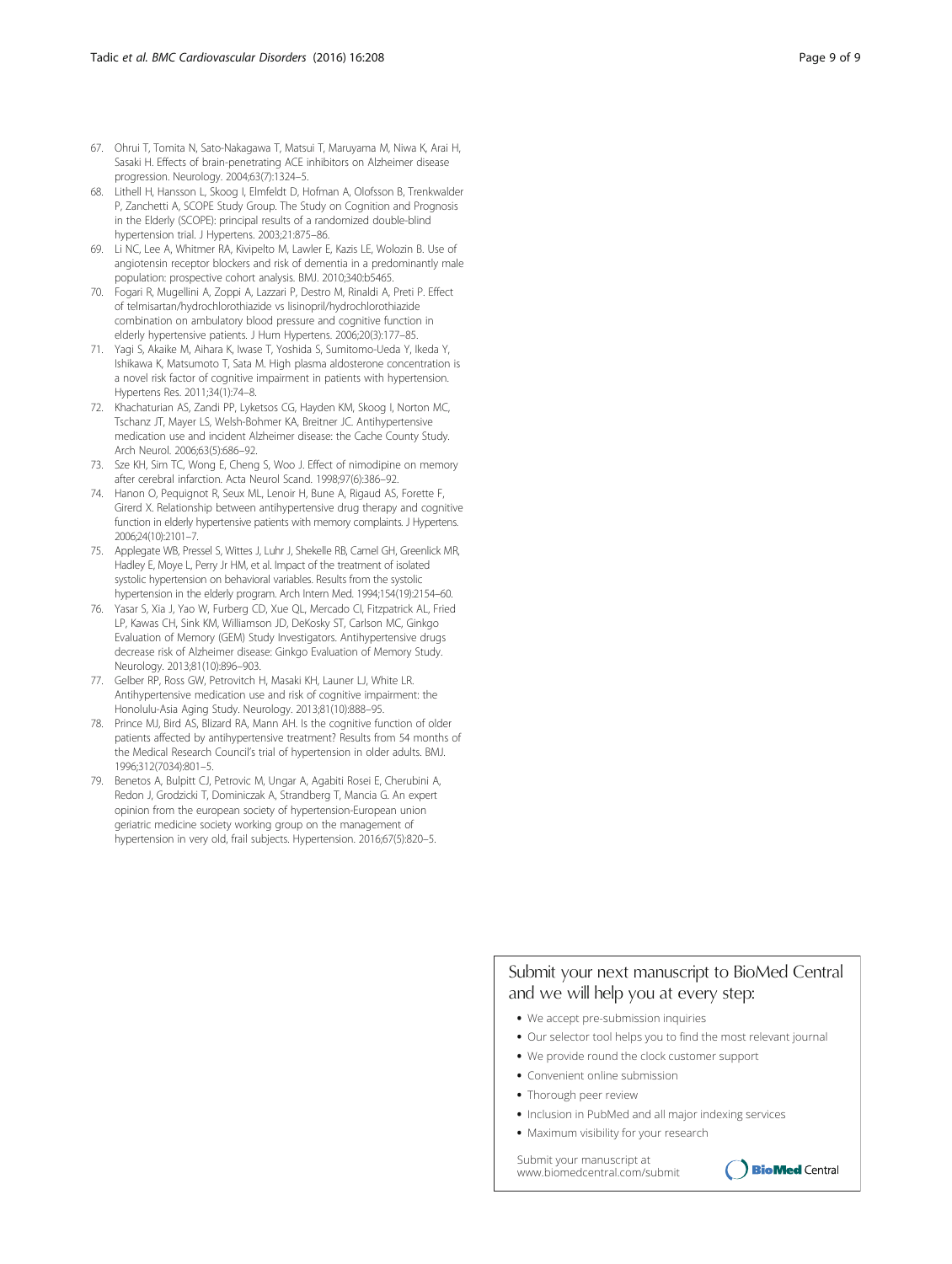67. Ohrui T, Tomita N, Sato-Nakagawa T, Matsui T, Maruyama M, Niwa K, Arai H, Sasaki H. Effects of brain-penetrating ACE inhibitors on Alzheimer disease progression. Neurology. 2004;63(7):1324–5.
68. Lithell H, Hansson L, Skoog I, Elmfeldt D, Hofman A, Olofsson B, Trenkwalder P, Zanchetti A, SCOPE Study Group. The Study on Cognition and Prognosis in the Elderly (SCOPE): principal results of a randomized double-blind hypertension trial. J Hypertens. 2003;21:875–86.
69. Li NC, Lee A, Whitmer RA, Kivipelto M, Lawler E, Kazis LE, Wolozin B. Use of angiotensin receptor blockers and risk of dementia in a predominantly male population: prospective cohort analysis. BMJ. 2010;340:b5465.
70. Fogari R, Mugellini A, Zoppi A, Lazzari P, Destro M, Rinaldi A, Preti P. Effect of telmisartan/hydrochlorothiazide vs lisinopril/hydrochlorothiazide combination on ambulatory blood pressure and cognitive function in elderly hypertensive patients. J Hum Hypertens. 2006;20(3):177–85.
71. Yagi S, Akaike M, Aihara K, Iwase T, Yoshida S, Sumitomo-Ueda Y, Ikeda Y, Ishikawa K, Matsumoto T, Sata M. High plasma aldosterone concentration is a novel risk factor of cognitive impairment in patients with hypertension. Hypertens Res. 2011;34(1):74–8.
72. Khachaturian AS, Zandi PP, Lyketsos CG, Hayden KM, Skoog I, Norton MC, Tschanz JT, Mayer LS, Welsh-Bohmer KA, Breitner JC. Antihypertensive medication use and incident Alzheimer disease: the Cache County Study. Arch Neurol. 2006;63(5):686–92.
73. Sze KH, Sim TC, Wong E, Cheng S, Woo J. Effect of nimodipine on memory after cerebral infarction. Acta Neurol Scand. 1998;97(6):386–92.
74. Hanon O, Pequignot R, Seux ML, Lenoir H, Bune A, Rigaud AS, Forette F, Girerd X. Relationship between antihypertensive drug therapy and cognitive function in elderly hypertensive patients with memory complaints. J Hypertens. 2006;24(10):2101–7.
75. Applegate WB, Pressel S, Wittes J, Luhr J, Shekelle RB, Camel GH, Greenlick MR, Hadley E, Moye L, Perry Jr HM, et al. Impact of the treatment of isolated systolic hypertension on behavioral variables. Results from the systolic hypertension in the elderly program. Arch Intern Med. 1994;154(19):2154–60.
76. Yasar S, Xia J, Yao W, Furberg CD, Xue QL, Mercado CI, Fitzpatrick AL, Fried LP, Kawas CH, Sink KM, Williamson JD, DeKosky ST, Carlson MC, Ginkgo Evaluation of Memory (GEM) Study Investigators. Antihypertensive drugs decrease risk of Alzheimer disease: Ginkgo Evaluation of Memory Study. Neurology. 2013;81(10):896–903.
77. Gelber RP, Ross GW, Petrovitch H, Masaki KH, Launer LJ, White LR. Antihypertensive medication use and risk of cognitive impairment: the Honolulu-Asia Aging Study. Neurology. 2013;81(10):888–95.
78. Prince MJ, Bird AS, Blizard RA, Mann AH. Is the cognitive function of older patients affected by antihypertensive treatment? Results from 54 months of the Medical Research Council's trial of hypertension in older adults. BMJ. 1996;312(7034):801–5.
79. Benetos A, Bulpitt CJ, Petrovic M, Ungar A, Agabiti Rosei E, Cherubini A, Redon J, Grodzicki T, Dominiczak A, Strandberg T, Mancia G. An expert opinion from the european society of hypertension-European union geriatric medicine society working group on the management of hypertension in very old, frail subjects. Hypertension. 2016;67(5):820–5.

Submit your next manuscript to BioMed Central and we will help you at every step:

- We accept pre-submission inquiries
- Our selector tool helps you to find the most relevant journal
- We provide round the clock customer support
- Convenient online submission
- Thorough peer review
- Inclusion in PubMed and all major indexing services
- Maximum visibility for your research

Submit your manuscript at www.biomedcentral.com/submit

BioMed Central